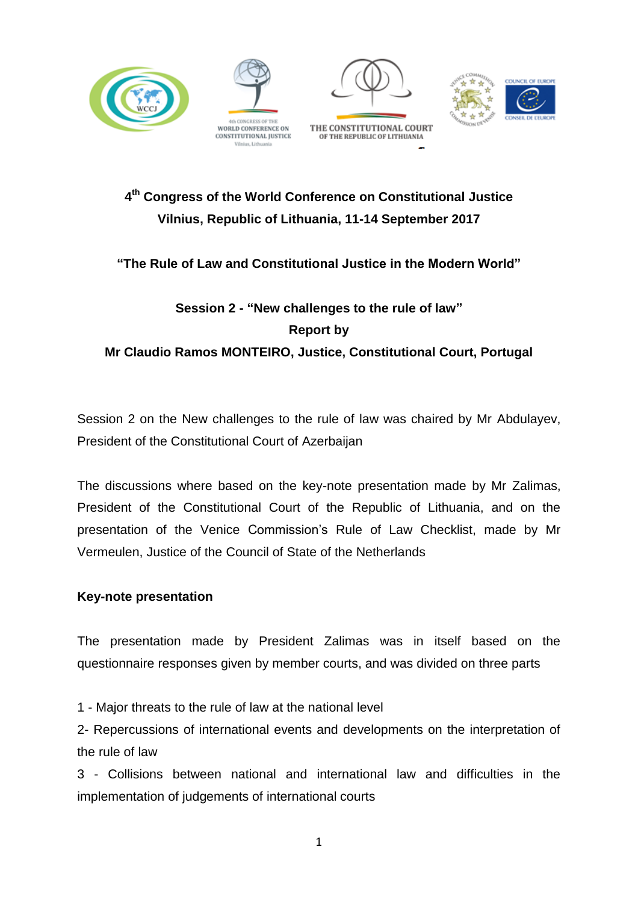# 4th Congress of the World Conference on Constitutional Justice
## Vilnius, Republic of Lithuania, 11-14 September 2017

**"The Rule of Law and Constitutional Justice in the Modern World"**

**Session 2 - "New challenges to the rule of law"**
**Report by**
**Mr Claudio Ramos MONTEIRO, Justice, Constitutional Court, Portugal**

Session 2 on the New challenges to the rule of law was chaired by Mr Abdulayev, President of the Constitutional Court of Azerbaijan

The discussions where based on the key-note presentation made by Mr Zalimas, President of the Constitutional Court of the Republic of Lithuania, and on the presentation of the Venice Commission's Rule of Law Checklist, made by Mr Vermeulen, Justice of the Council of State of the Netherlands

**Key-note presentation**

The presentation made by President Zalimas was in itself based on the questionnaire responses given by member courts, and was divided on three parts

1 - Major threats to the rule of law at the national level
2- Repercussions of international events and developments on the interpretation of the rule of law
3 - Collisions between national and international law and difficulties in the implementation of judgements of international courts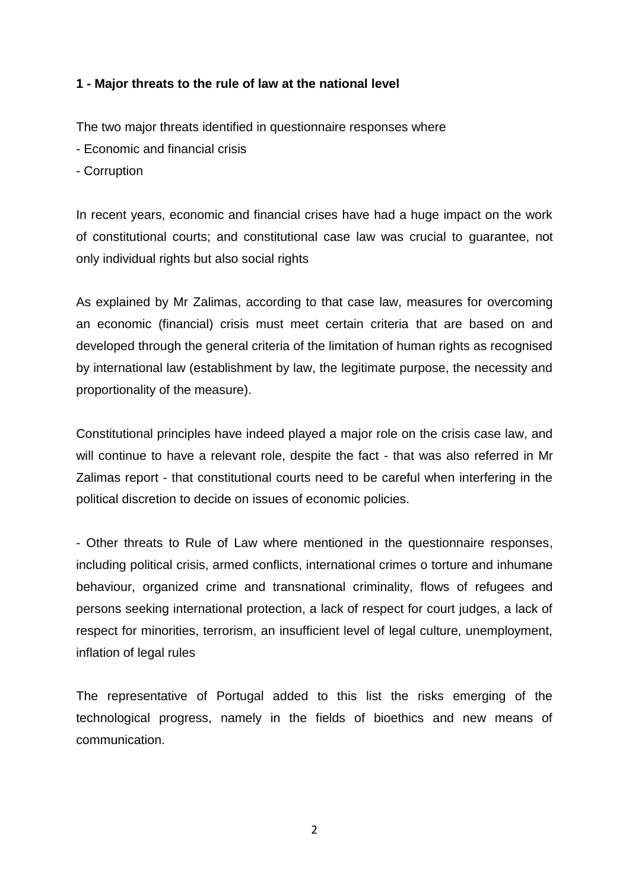**1 - Major threats to the rule of law at the national level**

The two major threats identified in questionnaire responses where

- Economic and financial crisis
- Corruption

In recent years, economic and financial crises have had a huge impact on the work of constitutional courts; and constitutional case law was crucial to guarantee, not only individual rights but also social rights

As explained by Mr Zalimas, according to that case law, measures for overcoming an economic (financial) crisis must meet certain criteria that are based on and developed through the general criteria of the limitation of human rights as recognised by international law (establishment by law, the legitimate purpose, the necessity and proportionality of the measure).

Constitutional principles have indeed played a major role on the crisis case law, and will continue to have a relevant role, despite the fact - that was also referred in Mr Zalimas report - that constitutional courts need to be careful when interfering in the political discretion to decide on issues of economic policies.

- Other threats to Rule of Law where mentioned in the questionnaire responses, including political crisis, armed conflicts, international crimes o torture and inhumane behaviour, organized crime and transnational criminality, flows of refugees and persons seeking international protection, a lack of respect for court judges, a lack of respect for minorities, terrorism, an insufficient level of legal culture, unemployment, inflation of legal rules

The representative of Portugal added to this list the risks emerging of the technological progress, namely in the fields of bioethics and new means of communication.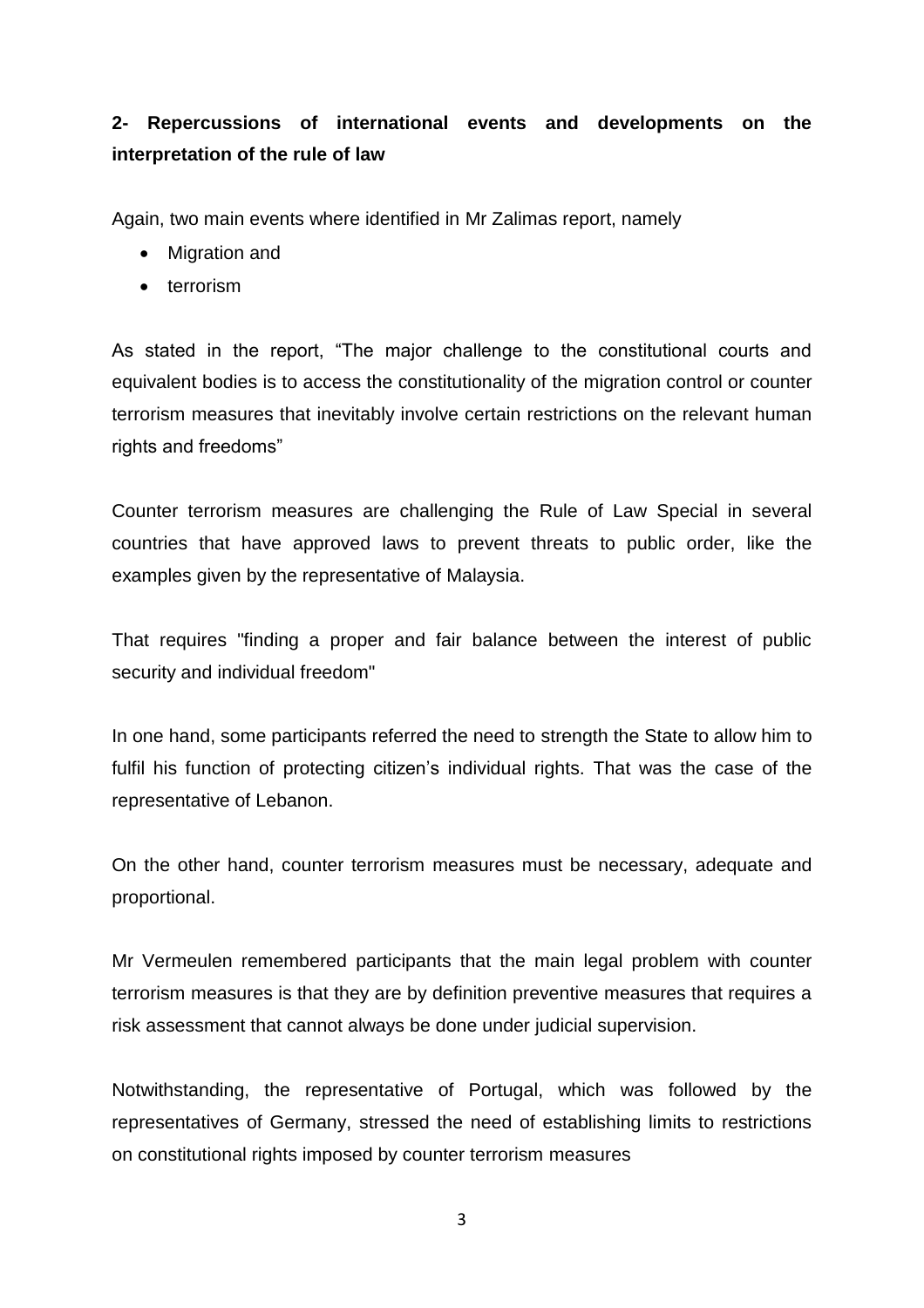**2- Repercussions of international events and developments on the interpretation of the rule of law**

Again, two main events where identified in Mr Zalimas report, namely

- Migration and
- terrorism

As stated in the report, "The major challenge to the constitutional courts and equivalent bodies is to access the constitutionality of the migration control or counter terrorism measures that inevitably involve certain restrictions on the relevant human rights and freedoms"

Counter terrorism measures are challenging the Rule of Law Special in several countries that have approved laws to prevent threats to public order, like the examples given by the representative of Malaysia.

That requires "finding a proper and fair balance between the interest of public security and individual freedom"

In one hand, some participants referred the need to strength the State to allow him to fulfil his function of protecting citizen's individual rights. That was the case of the representative of Lebanon.

On the other hand, counter terrorism measures must be necessary, adequate and proportional.

Mr Vermeulen remembered participants that the main legal problem with counter terrorism measures is that they are by definition preventive measures that requires a risk assessment that cannot always be done under judicial supervision.

Notwithstanding, the representative of Portugal, which was followed by the representatives of Germany, stressed the need of establishing limits to restrictions on constitutional rights imposed by counter terrorism measures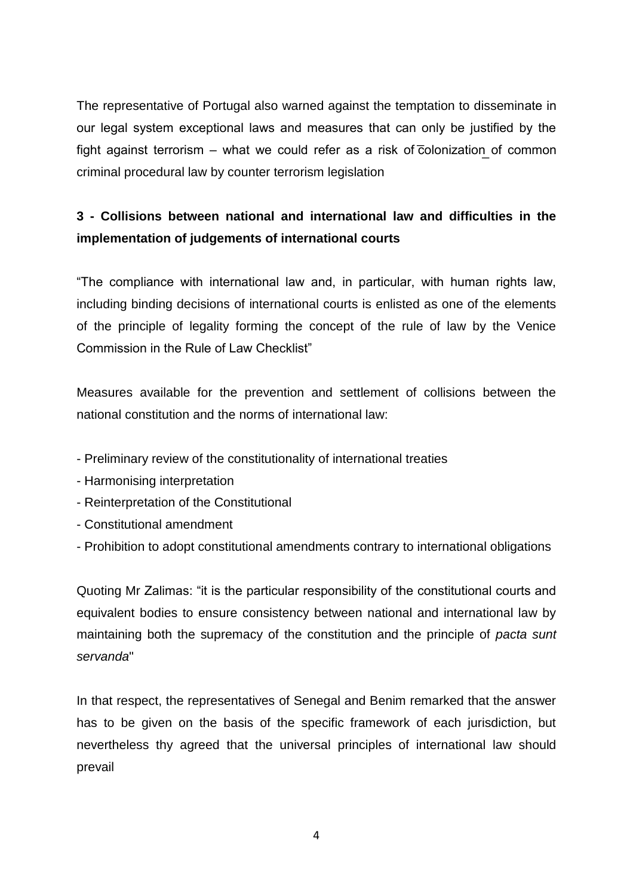The representative of Portugal also warned against the temptation to disseminate in our legal system exceptional laws and measures that can only be justified by the fight against terrorism – what we could refer as a risk of ‾colonization_ of common criminal procedural law by counter terrorism legislation

**3 - Collisions between national and international law and difficulties in the implementation of judgements of international courts**

"The compliance with international law and, in particular, with human rights law, including binding decisions of international courts is enlisted as one of the elements of the principle of legality forming the concept of the rule of law by the Venice Commission in the Rule of Law Checklist"

Measures available for the prevention and settlement of collisions between the national constitution and the norms of international law:

- Preliminary review of the constitutionality of international treaties
- Harmonising interpretation
- Reinterpretation of the Constitutional
- Constitutional amendment
- Prohibition to adopt constitutional amendments contrary to international obligations

Quoting Mr Zalimas: "it is the particular responsibility of the constitutional courts and equivalent bodies to ensure consistency between national and international law by maintaining both the supremacy of the constitution and the principle of *pacta sunt servanda*"

In that respect, the representatives of Senegal and Benim remarked that the answer has to be given on the basis of the specific framework of each jurisdiction, but nevertheless thy agreed that the universal principles of international law should prevail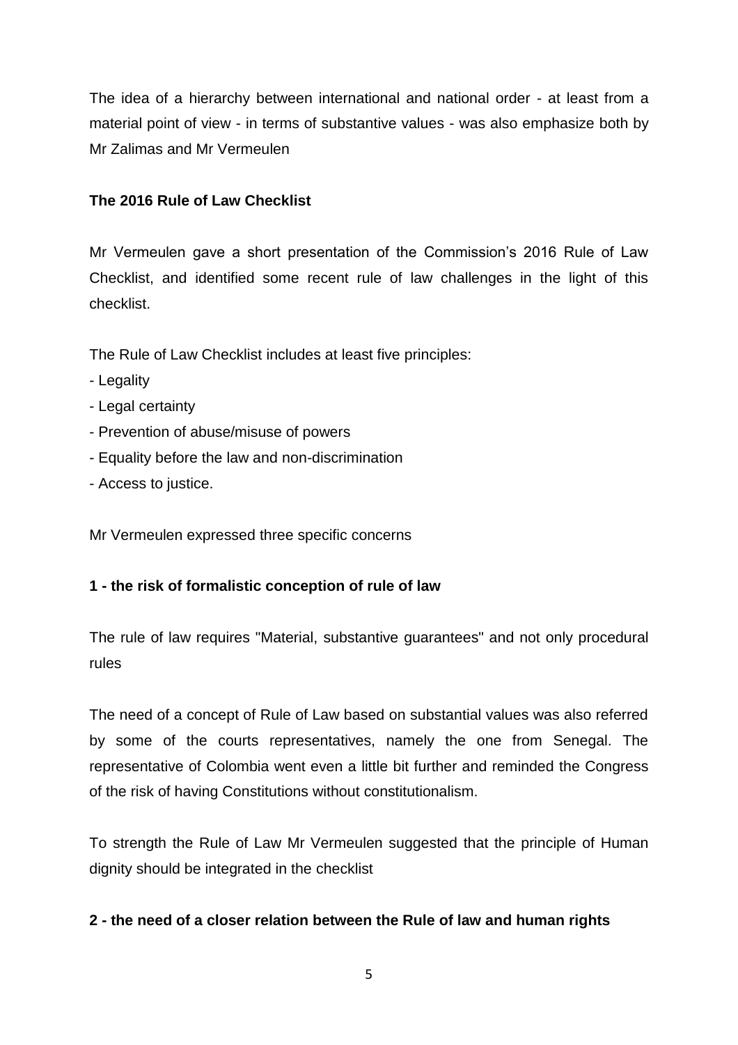The idea of a hierarchy between international and national order - at least from a material point of view - in terms of substantive values - was also emphasize both by Mr Zalimas and Mr Vermeulen

**The 2016 Rule of Law Checklist**

Mr Vermeulen gave a short presentation of the Commission's 2016 Rule of Law Checklist, and identified some recent rule of law challenges in the light of this checklist.

The Rule of Law Checklist includes at least five principles:

- Legality
- Legal certainty
- Prevention of abuse/misuse of powers
- Equality before the law and non-discrimination
- Access to justice.

Mr Vermeulen expressed three specific concerns

**1 - the risk of formalistic conception of rule of law**

The rule of law requires "Material, substantive guarantees" and not only procedural rules

The need of a concept of Rule of Law based on substantial values was also referred by some of the courts representatives, namely the one from Senegal. The representative of Colombia went even a little bit further and reminded the Congress of the risk of having Constitutions without constitutionalism.

To strength the Rule of Law Mr Vermeulen suggested that the principle of Human dignity should be integrated in the checklist

**2 - the need of a closer relation between the Rule of law and human rights**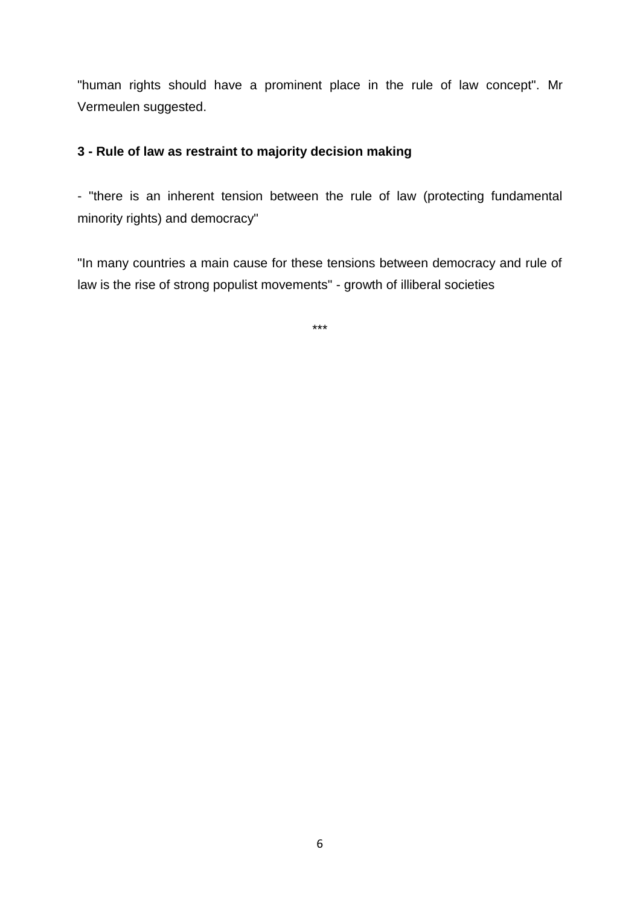"human rights should have a prominent place in the rule of law concept". Mr Vermeulen suggested.

**3 - Rule of law as restraint to majority decision making**

- "there is an inherent tension between the rule of law (protecting fundamental minority rights) and democracy"

"In many countries a main cause for these tensions between democracy and rule of law is the rise of strong populist movements" - growth of illiberal societies

***